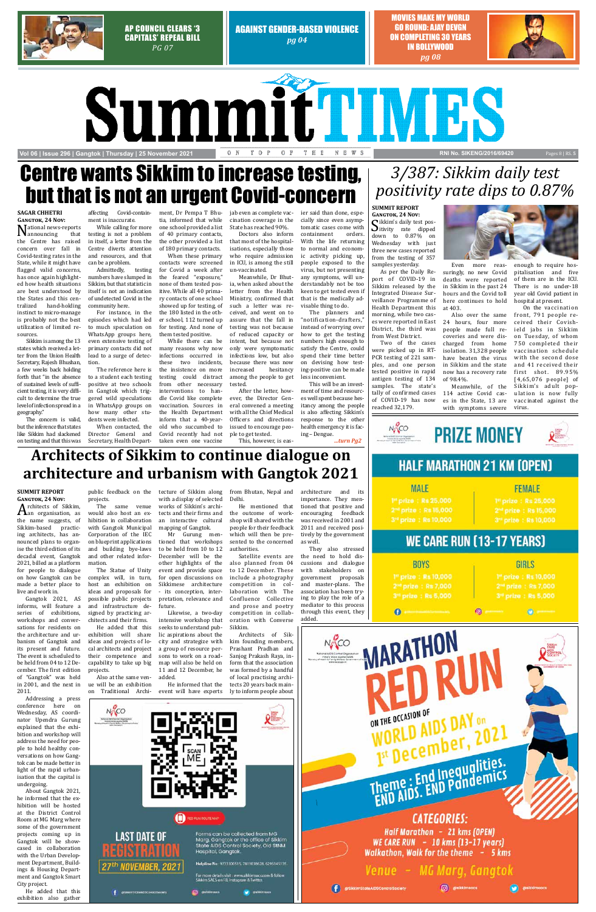AP COUNCIL CLEARS '3 CAPITALS' REPEAL BILL *PG 07*

AGAINST GENDER-BASED VIOLENCE *pg 04*

MOVIES MAKE MY WORLD GO ROUND: AJAY DEVGN ON COMPLETING 30 YEARS IN BOLLYWOOD *pg 08*

# Summit TIMES

Vol 06 | Issue 296 | Gangtok | Thursday | 25 November 2021 — ON TOP OF THE NEWS — RNI No. SIKENG/2016/69420 — Pages 8 | RS. 5

# Centre wants Sikkim to increase testing, but that is not an urgent Covid-concern

**SAGAR CHHETRI**
**GANGTOK, 24 NOV:**

National news-reports announcing that the Centre has raised concern over fall in Covid-testing rates in the State, while it might have flagged valid concerns, has once again highlighted how health situations are best understood by the States and this centralized hand-holding instinct to micro-manage is probably not the best utilization of limited resources.

Sikkim is among the 13 states which received a letter from the Union Health Secretary, Rajesh Bhushan, a few weeks back holding forth that "in the absence of sustained levels of sufficient testing, it is very difficult to determine the true level of infection spread in a geography."

The concern is valid, but the inference that states like Sikkim had slackened on testing and that this was affecting Covid-containment is inaccurate.

While calling for more testing is not a problem in itself, a letter from the Centre diverts attention and resources, and that can be a problem.

Admittedly, testing numbers have slumped in Sikkim, but that statistic in itself is not an indication of undetected Covid in the community here.

For instance, in the episodes which had led to much speculation on WhatsApp groups here, even extensive testing of primary contacts did not lead to a surge of detection.

The reference here is to a student each testing positive at two schools in Gangtok which triggered wild speculations in WhatsApp groups on how many other students were infected.

When contacted, the Director General and Secretary, Health Department, Dr Pempa T Bhutia, informed that while one school provided a list of 40 primary contacts, the other provided a list of 180 primary contacts.

When these primary contacts were screened for Covid a week after the feared "exposure," none of them tested positive. While all 40 primary contacts of one school showed up for testing, of the 180 listed in the other school, 112 turned up for testing. And none of them tested positive.

While there can be many reasons why now infections occurred in these two incidents, the insistence on more testing could distract from other necessary interventions to handle Covid like ensuring vaccination. Sources in the Health Department inform that a 40-year-old who succumbed to Covid recently had not taken even one vaccine jab even as complete vaccination coverage in the State has reached 90%.

Doctors also inform that most of the hospitalisations, especially those who require admission in ICU, is among the still un-vaccinated.

Meanwhile, Dr Bhutia, when asked about the letter from the Health Ministry, confirmed that such a letter was received, and went on to assure that the fall in testing was not because of reduced capacity or intent, but because not only were symptomatic infections low, but also because there was now increased hesitancy among the people to get tested.

After the letter, however, the Director General convened a meeting with all the Chief Medical Officers and directions issued to encourage people to get tested.

This, however, is easier said than done, especially since even asymptomatic cases come with containment orders. With the life returning to normal and economic activity picking up, people exposed to the virus, but not presenting any symptoms, will understandably not be keen to get tested even if that is the medically advisable thing to do.

The planners and "notification-drafters," instead of worrying over how to get the testing numbers high enough to satisfy the Centre, could spend their time better on devising how testing-positive can be made less inconvenient.

This will be an investment of time and resources well spent because hesitancy among the people is also affecting Sikkim's response to the other health emergency it is facing – Dengue.

*...turn Pg2*

# 3/387: Sikkim daily test positivity rate dips to 0.87%

**SUMMIT REPORT**
**GANGTOK, 24 NOV:**

Sikkim's daily test positivity rate dipped down to 0.87% on Wednesday with just three new cases reported from the testing of 357 samples yesterday.

As per the Daily Report of COVID-19 in Sikkim released by the Integrated Disease Surveillance Programme of Health Department this morning, while two cases were reported in East District, the third was from West District.

Two of the cases were picked up in RT-PCR testing of 221 samples, and one person tested positive in rapid antigen testing of 134 samples. The state's tally of confirmed cases of COVID-19 has now reached 32,179.

Even more reassuringly, no new Covid deaths were reported in Sikkim in the past 24 hours and the Covid toll here continues to hold at 403.

Also over the same 24 hours, four more people made full recoveries and were discharged from home isolation. 31,328 people have beaten the virus in Sikkim and the state now has a recovery rate of 98.4%.

Meanwhile, of the 114 active Covid cases in the State, 13 are with symptoms severe enough to require hospitalisation and five of them are in the ICU. There is no under-18 year old Covid patient in hospital at present.

On the vaccination front, 791 people received their Covishield jabs in Sikkim on Tuesday, of whom 750 completed their vaccination schedule with the second dose and 41 received their first shot. 89.95% [4,65,076 people] of Sikkim's adult population is now fully vaccinated against the virus.

# Architects of Sikkim to continue dialogue on architecture and urbanism with Gangtok 2021

**SUMMIT REPORT**
**GANGTOK, 24 NOV:**

Architects of Sikkim, an organisation, as the name suggests, of Sikkim-based practicing architects, has announced plans to organise the third edition of its decadal event, Gangtok 2021, billed as a platform for people to dialogue on how Gangtok can be made a better place to live and work in.

Gangtok 2021, AS informs, will feature a series of exhibitions, workshops and conversations for residents on the architecture and urbanism of Gangtok and its present and future. The event is scheduled to be held from 04 to 12 December. The first edition of "Gangtok" was held in 2001, and the next in 2011.

Addressing a press conference here on Wednesday, AS coordinator Upendra Gurung explained that the exhibition and workshop will address the need for people to hold healthy conversations on how Gangtok can be made better in light of the rapid urbanisation that the capital is undergoing.

About Gangtok 2021, he informed that the exhibition will be hosted at the District Control Room at MG Marg where some of the government projects coming up in Gangtok will be showcased in collaboration with the Urban Development Department, Buildings & Housing Department and Gangtok Smart City project.

He added that this exhibition also gather public feedback on the projects.

The same venue would also host an exhibition in collaboration with Gangtok Municipal Corporation of the IEC on blueprint applications and building bye-laws and other related information.

The Statue of Unity complex will, in turn, host an exhibition on ideas and proposals for possible public projects and infrastructure designed by practicing architects and their firms.

He added that this exhibition will share ideas and projects of local architects and their competence and capability to take up big projects.

Also at the same venue will be an exhibition on Traditional Architecture of Sikkim along with a display of selected works of Sikkim's architects and their firms and an interactive cultural mapping of Gangtok.

Mr Gurung mentioned that workshops to be held from 10 to 12 December will be the other highlights of the event and provide space for open discussions on Sikkimese architecture - its conception, interpretation, relevance and future.

Likewise, a two-day intensive workshop that seeks to understand public aspirations about the city and strategize with a group of resource persons to work on a road-map will also be held on 11 and 12 December, he added.

He informed that the event will have experts from Bhutan, Nepal and Delhi.

He mentioned that the outcome of workshop will shared with the people for their feedback which will then be presented to the concerned authorities.

Satellite events are also planned from 04 to 12 December. These include a photography competition in collaboration with The Confluence Collective and prose and poetry competition in collaboration with Converse Sikkim.

Architects of Sikkim founding members, Prashant Pradhan and Sanjog Prakash Raya, inform that the association was formed by a handful of local practicing architects 20 years back mainly to inform people about architecture and its importance. They mentioned that positive and encouraging feedback was received in 2001 and 2011 and received positively by the government as well.

They also stressed the need to hold discussions and dialogue with stakeholders on government proposals and master-plans. The association has been trying to play the role of a mediator to this process through this event, they added.

NACO — National AIDS Control Organisation

## PRIZE MONEY

### HALF MARATHON 21 KM (OPEN)

| MALE | FEMALE |
|---|---|
| 1st prize : Rs 25,000 | 1st prize : Rs 25,000 |
| 2nd prize : Rs 15,000 | 2nd prize : Rs 15,000 |
| 3rd prize : Rs 10,000 | 3rd prize : Rs 10,000 |

### WE CARE RUN (13-17 YEARS)

| BOYS | GIRLS |
|---|---|
| 1st prize : Rs 10,000 | 1st prize : Rs 10,000 |
| 2nd prize : Rs 7,000 | 2nd prize : Rs 7,000 |
| 3rd prize : Rs 5,000 | 3rd prize : Rs 5,000 |

## MARATHON RED RUN

ON THE OCCASION OF WORLD AIDS DAY on 1st December, 2021

Theme : End Inequalities. END AIDS. END Pandemics

### CATEGORIES:

- Half Marathon - 21 kms (OPEN)
- WE CARE RUN - 10 kms (13-17 years)
- Walkathon, Walk for the theme - 5 kms

Venue - MG Marg, Gangtok

SCAN ME — RED RUN ROUTE MAP

LAST DATE OF REGISTRATION: 27th NOVEMBER, 2021

Forms can be collected from MG Marg, Gangtok or the office of Sikkim State AIDS Control Society, Old STNM Hospital, Gangtok.

Helpline No.: 9733300515, 7811038628, 6295145135

For more details visit : www.sikkimsacs.com & follow Sikkim SACS on FB, Instagram & Twitter.

@SikkimStateAIDSControlSociety | @sikkimsacs | @sikkimsacs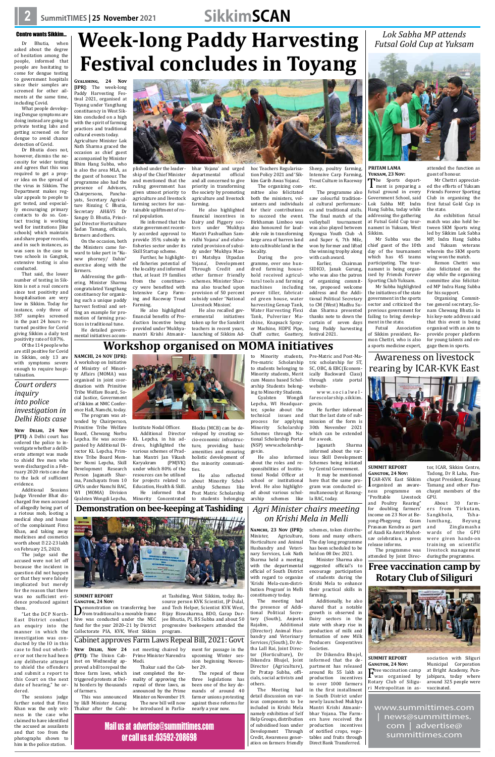**Centre wants Sikkim...**

Dr Bhutia, when asked about the degree of hesitation among the people, informed that people are hesitating to come for dengue testing to government hospitals since their samples are screened for other ailments at the same time, including Covid.

What people developing Dengue symptoms are doing instead are going to private testing labs and getting screened on for dengue to avoid chance detection of Covid.

Dr Bhutia does not, however, dismiss the necessity for wider testing and agrees that this was required to get a proper idea on the spread of the virus in Sikkim. The Department makes regular appeals to people to get tested, and especially encouraging primary contacts to do so. Contact tracing is working well for institutions [like schools] which maintain and share proper records, and in such instances, as was seen in the case to two schools in Gangtok, extensive testing is also conducted.

That said, the lower number of testing in Sikkim is not a real concern since test positivity and hospitalisation are very low in Sikkim. Today for instance, only three of 387 samples screened in the past 24 hours returned positive for Covid giving Sikkim a daily test positivity rate of 0.87%.

Of the 114 people who are still positive for Covid in Sikkim, only 13 are with symptoms severe enough to require hospitalisation.

# Week-long Paddy Harvesting Festival concludes in Toyang

**GYALSHING, 24 Nov [IPR]**: The week-long Paddy Harvesting Festival 2021, organised at Toyang under Yangthang constituency in West Sikkim concluded on a high with the spirit of farming practices and traditional cultural events today.

Agriculture Minister Lok Nath Sharma graced the occasion as chief guest accompanied by Minister Bhim Hang Subba, who is also the area MLA, as the guest of honour. The programme also had the presence of Advisors, Chairpersons, Panchayats, Secretary Agriculture Rinzing C Bhutia, Secretary AH&VS Dr Sangey D. Bhutia, Principal Director Horticulture Sadan Tamang, officials, farmers and others.

On the occasion, both the Ministers came forward to take part in "Kunev phorney/ Dahin" exercise along with the farmers.

Addressing the gathering, Minister Sharma congratulated Yangthang constituency for organizing such a unique paddy harvest festival and setting an example for promotion of farming practices in traditional tune.

He detailed governmental initiatives accomplished under the leadership of the Chief Minister and mentioned that the ruling government has given utmost priority to agriculture and livestock farming sectors for sustainable upliftment of rural population.

He informed that the state government recently accorded approval to provide 35% subsidy in fisheries sector under its Skill Startup scheme.

Further, he highlighted fisheries potential of the locality and informed that, at least 19 families from the constituency were benefited with Intensive Carp Farming and Raceway Trout Farming.

He also highlighted financial benefits of Production Incentive being provided under 'Mukhyamantri Krishi Atmanirbhar Yojana' and urged departmental official and all concerned to give priority in transforming the society by promoting agriculture and livestock farming.

He also highlighted financial incentives in Dairy and Piggery sectors under 'Mukhya Mantri Pashudhan Samridhi Yojana' and elaborated provision of subsidy under 'Mukhya Mantri Matshya Utpadan Yojana', Development Through Credit and other farmer friendly schemes. Minister Sharma also touched upon provision of 50 percent subsidy under 'National Livestock Mission'.

He also recalled governmental initiatives taken up for the Sanskrit teachers in recent years, launching of Sikkim Adhoc Teachers Regularisation Policy 2021 and 'Sikkim Garib Awas Yojana'.

The organizing committee also felicitated both the ministers, volunteers and individuals for their contributions to succeed the event. Birkhaman Limboo was also honoured for laudable role in transforming large area of barren land into cultivable land in the locality.

During the programme, over one hundred farming household received agricultural tools and farming machines including power tiller, fabricated green house, water harvesting Genap Tank, Water Harvesting Flexi Tank, Pulverizer Machine, Knapsack Sprayer Machine, HDPE Pipe, Chaff cutter, Goattery, Sheep, poultry farming, Intensive Carp Farming, Trout Culture in Raceway etc.

The programme also saw colourful traditional cultural performances and traditional stalls. The final match of the volleyball tournament was also played between Kyongsa Youth Club -A and Super 6, 7th Mile, won by former and lifted the winning trophy along with cash award.

Earlier, Chairman SIDICO, Janak Gurung, who was also the patron of organizing committee, proposed welcome address and the Additional Political Secretary to CM (West) Madhu Sudan Sharma presented thanks note to down the curtain of seven days long Paddy harvesting festival 2021.

## Lok Sabha MP attends Futsal Gold Cup at Yuksam

**PRITAM LAMA**
**YUKSAM, 23 Nov:**

The Sports department is preparing a futsal ground in every Government School, said Lok Sabha MP, Indra Hang Subba, today while addressing the gathering at Futsal Gold Cup tournament in Yuksam, West Sikkim.

Mr Subba was the chief guest of the 10th day of the tournament which has 45 teams participating. The tournament is being organised by Friends Forever Sporting Club Yuksam.

Mr Subba highlighted the initiatives of the state government in the sports sector and criticized the previous government for failing to bring development in the state.

Futsal Association of Sikkim president, Remon Chettri, who is also a sports medicine expert, attended the function as guest of honour.

Mr Chettri appreciated the efforts of Yuksam Friends Forever Sporting Club in organising the first futsal Gold Cup in the state.

An exhibition futsal match was also held between SKM Sports wing led by Sikkim Lok Sabha MP, Indra Hang Subba and Yuksam veterans wherein the SKM sports wing won the match.

Remon Chettri was also felicitated on the day while the organising committee also felicitated MP Indra Hang Subba for his support.

Organising Committee general secretary, Sonam Chewang Bhutia in his key-note address said that this event is being organised with an aim to provide proper platform for young talents and engage them in sports.

## Court orders inquiry into police investigation in Delhi Riots case

**NEW DELHI, 24 Nov [PTI]:** A Delhi court has ordered the police to investigate whether a deliberate attempt was made to shield five men who were discharged in a February 2020 riots case due to the lack of sufficient evidence.

Additional Sessions Judge Virender Bhat discharged five men accused of allegedly being part of a riotous mob, looting a medical shop and house of the complainant Firoz Khan, and taking away medicines and cosmetics worth about ₹22-23 lakh on February 25, 2020.

The judge said the accused were not let off because the incident in question did not happen or that they were falsely implicated but merely for the reason that there was no sufficient evidence produced against them.

"Let the DCP North-East District conduct an enquiry into the manner in which the investigation was conducted by the IO in this case to find out whether or not there had been any deliberate attempt to shield the offenders and submit a report to this Court on the next date of hearing," he ordered.

The sessions judge further noted that Firoz Khan was the only witness in the case who claimed to have identified the accused as assailants and that too from the photographs shown to him in the police station.

# Workshop organised on MOMA initiatives

**NAMCHI, 24 NOV [IPR]:** A workshop on Initiative of Ministry of Minority Affairs (MOMA) was organised in joint coordination with Primitive Tribe Welfare Board, Social Justice, Government of Sikkim at NMC Conference Hall, Namchi, today.

The program was attended by Chairperson, Primitive Tribe Welfare Board, Chewang Norbu Lepcha. He was accompanied by Additional Director KL Lepcha, Primitive Tribe Board Member Nomi Lepcha, Skill Development Research Person Jagananth Sharma, Panchayats from 10 GPUs under Namchi BAC, WI (MOMA) Division Gyalsten Wongdi Lepcha, Institute Nodal Officer.

Additional Director KL Lepcha, in his address, highlighted the various schemes of Pradhan Mantri Jan Vikash Karyakram (PMJVK) under which 80% of the resources can be utilised for projects related to Education, Health & Skill.

He informed that Minority Concentrated Blocks (MCB) can be developed by creating socio-economic infrastructure, providing basic amenities and ensuring holistic development of the minority communities.

He also reflected about Minority Scholarship Schemes like Post Matric Scholarship to students belonging to Minority students, Pre-matric Scholarship to students belonging to Minority students, Merit cum Means based Scholarship Students belonging to Minority Students.

Gyalsten Wongdi Lepcha, WI Headquarter, spoke about the technical issues and process for applying Minority Scholarship Schemes through National Scholarship Portal (NSP) www.scholarship.gov.in.

He also informed about the roles and responsibilities of Institutional Nodal Officer at school or institutional level. He also highlighted about various scholarship schemes like Pre-Matric and Post-Matric scholarship for ST, SC, OBC, & EBC(Economically Backward Class) through state portal website- www.socialwelfarescolarship.sikkim.gov.in.

He further informed that the last date of submission of the form is 30th November 2021 which can be extended for a week.

Jaganath Sharma informed about the various Skill Development Schemes being initiated by Central Government.

It may be mentioned here that the same program was conducted simultaneously at Ravangla BAC, today.

## Awareness on livestock rearing by ICAR-KVK East

**SUMMIT REPORT**
**GANGTOK, 24 Nov:**

ICAR-KVK East Sikkim organized an awareness programme on "Profitable Livestock and Poultry Rearing" for doubling farmers' income on 23 Nov at Beyong-Phegyong Gram Prasasan Kendra as part of Azadi Ka Amrit Mahotsav celebration, a press release informs.

The programme was attended by Joint Director, ICAR, Sikkim Centre, Tadong, Dr R Laha, Panchayat President, Kesang Tamang and other Panchayat members of the GPU.

About 30 farmers from Tirkutam, Sangkhola, Tshalumthang, Beyung and Zingla masha wards of the GPU were given hands-on training on scientific livestock management during the programme.

## Demonstration on bee-keeping at Tashiding

**SUMMIT REPORT**
**GANGTOK, 24 Nov:**

Demonstration on transferring bee from traditional to a movable frame hive was conducted under the NEC fund for the year 2020–21 by District Collectorate PIA, KVK, West Sikkim at Tashiding, West Sikkim, today. Resource person KVK Scientist, JP Dulal, and Tech Helper, Scientist KVK West, Bijay Biswakarma, BDO, Garap Dorjee Bhutia, PI, BS Subba and about 50 progressive beekeepers attended the program.

## Agri Minister chairs meeting on Krishi Mela in Melli

**NAMCHI, 23 NOV (IPR):** Minister, Agriculture, Horticulture and Animal Husbandry and Veterinary Services, Lok Nath Sharma held a meeting with the departmental official of South District with regard to organize 'Krishi Mela-cum-distribution Program' in Melli constituency today.

The meeting had the presence of Additional Political Secretary (South), Anjeeta Rajalim, Additional (Director) Animal Husbandry and Veterinary Services/(South), Dr Aruna Lall Rai, Joint Director (Horticulture), Dr Dikendra Bhujel, Joint Director (Agriculture), Dr Pratap Subba, officials, social activists and others.

The Meeting had detail discussion on various components to be included in Krishi Mela namely exhibition of Self Help Groups, distribution of subsidised loan under Development Through Credit, Awareness generation on farmers friendly schemes, token distributions and many others. The day long programme has been scheduled to be held on 08 Dec 2021.

Minister Sharma also suggested official's to encourage participation of students during the Krishi Mela to enhance their practical skills in farming.

Additionally, he also shared that a notable growth is observed in Dairy sectors in the state with sharp rise in production of milk and formation of new Milk Producers Cooperatives Societies.

Dr Dikendra Bhujel, informed that the department has released around Rs 55 lakh as production incentives to over 1000 farmers in the first installment in South District under newly launched Mukhya Mantri Krishi Atmanirbhar Yojana. The Farmers have received the production incentives of notified crops, vegetables and fruits through Direct Bank Transferred.

## Free vaccination camp by Rotary Club of Siliguri

**SUMMIT REPORT**
**GANGTOK, 24 Nov:**

Free vaccination camp was organised by Rotary Club of Siliguri Metropolitan in association with Siliguri Municipal Corporation at Bright Academy, Punjabipara, today where around 325 people were vaccinated.

## Cabinet approves Farm Laws Repeal Bill, 2021: Govt

**NEW DELHI, Nov 24 (PTI):** The Union Cabinet on Wednesday approved a bill to repeal the three farm laws, which triggered protests at Delhi borders by thousands of farmers.

This was announced by I&B Minister Anurag Thakur after the Cabinet meeting chaired by Prime Minister Narendra Modi.

Thakur said the Cabinet completed the formality of approving the repeal of three laws, as announced by the Prime Minister on November 19.

The new bill will now be introduced in Parliament for passage in the upcoming Winter session beginning November 29.

The repeal of these three legislations has been one of the key demands of around 40 farmer unions protesting against these reforms for nearly a year now.

**Mail us at advertise@summittimes.com or call us at :03592-208698**

www.summittimes.com | news@summittimes.com | advertise@summittimes.com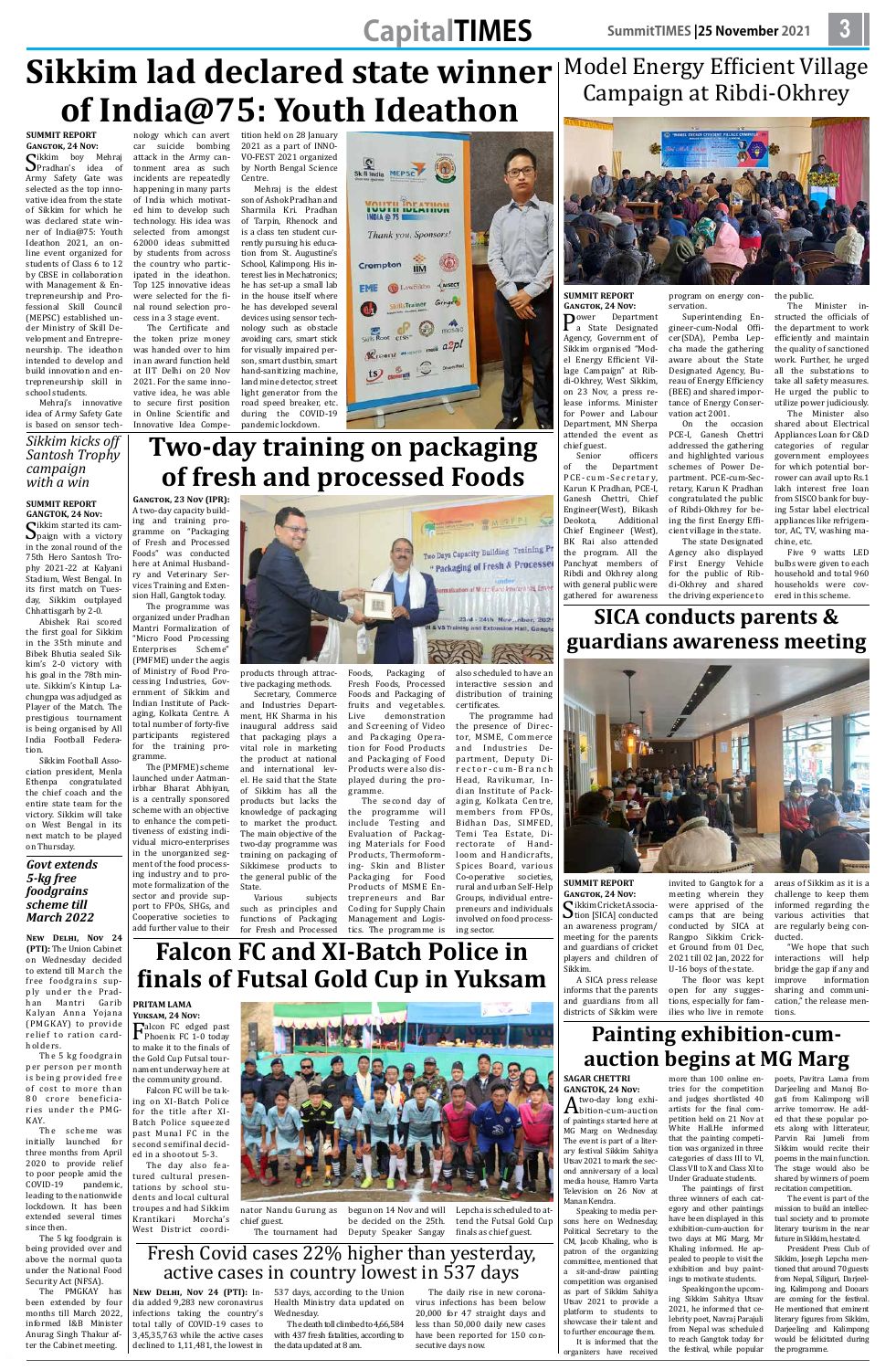# Sikkim lad declared state winner of India@75: Youth Ideathon

**SUMMIT REPORT**
**GANGTOK, 24 Nov:**

Sikkim boy Mehraj Pradhan's idea of Army Safety Gate was selected as the top innovative idea from the state of Sikkim for which he was declared state winner of India@75: Youth Ideathon 2021, an online event organized for students of Class 6 to 12 by CBSE in collaboration with Management & Entrepreneurship and Professional Skill Council (MEPSC) established under Ministry of Skill Development and Entrepreneurship. The ideathon intended to develop and build innovation and entrepreneurship skill in school students.

Mehraj's innovative idea of Army Safety Gate is based on sensor technology which can avert car suicide bombing attack in the Army cantonment area as such incidents are repeatedly happening in many parts of India which motivated him to develop such technology. His idea was selected from amongst 62000 ideas submitted by students from across the country who participated in the ideathon. Top 125 innovative ideas were selected for the final round selection process in a 3 stage event.

The Certificate and the token prize money was handed over to him in an award function held at IIT Delhi on 20 Nov 2021. For the same innovative idea, he was able to secure first position in Online Scientific and Innovative Idea Competition held on 28 January 2021 as a part of INNO-VO-FEST 2021 organized by North Bengal Science Centre.

Mehraj is the eldest son of Ashok Pradhan and Sharmila Kri. Pradhan of Tarpin, Rhenock and is a class ten student currently pursuing his education from St. Augustine's School, Kalimpong. His interest lies in Mechatronics; he has set-up a small lab in the house itself where he has developed several devices using sensor technology such as obstacle avoiding cars, smart stick for visually impaired person, smart dustbin, smart hand-sanitizing machine, land mine detector, street light generator from the road speed breaker, etc. during the COVID-19 pandemic lockdown.

# Model Energy Efficient Village Campaign at Ribdi-Okhrey

**SUMMIT REPORT**
**GANGTOK, 24 Nov:**

Power Department a State Designated Agency, Government of Sikkim organised "Model Energy Efficient Village Campaign" at Ribdi-Okhrey, West Sikkim, on 23 Nov, a press release informs. Minister for Power and Labour Department, MN Sherpa attended the event as chief guest.

Senior officers of the Department PCE-cum-Secretary, Karun K Pradhan, PCE-I, Ganesh Chettri, Chief Engineer(West), Bikash Deokota, Additional Chief Engineer (West), BK Rai also attended the program. All the Panchyat members of Ribdi and Okhrey along with general public were gathered for awareness program on energy conservation.

Superintending Engineer-cum-Nodal Officer(SDA), Pemba Lepcha made the gathering aware about the State Designated Agency, Bureau of Energy Efficiency (BEE) and shared importance of Energy Conservation act 2001.

On the occasion PCE-I, Ganesh Chettri addressed the gathering and highlighted various schemes of Power Department. PCE-cum-Secretary, Karun K Pradhan congratulated the public of Ribdi-Okhrey for being the first Energy Efficient village in the state.

The state Designated Agency also displayed First Energy Vehicle for the public of Ribdi-Okhrey and shared the driving experience to the public.

The Minister instructed the officials of the department to work efficiently and maintain the quality of sanctioned work. Further, he urged all the substations to take all safety measures. He urged the public to utilize power judiciously.

The Minister also shared about Electrical Appliances Loan for C&D categories of regular government employees for which potential borrower can avail upto Rs.1 lakh interest free loan from SISCO bank for buying 5star label electrical appliances like refrigerator, AC, TV, washing machine, etc.

Five 9 watts LED bulbs were given to each household and total 960 households were covered in this scheme.

## Sikkim kicks off Santosh Trophy campaign with a win

**SUMMIT REPORT**
**GANGTOK, 24 Nov:**

Sikkim started its campaign with a victory in the zonal round of the 75th Hero Santosh Trophy 2021-22 at Kalyani Stadium, West Bengal. In its first match on Tuesday, Sikkim outplayed Chhattisgarh by 2-0.

Abishek Rai scored the first goal for Sikkim in the 35th minute and Bibek Bhutia sealed Sikkim's 2-0 victory with his goal in the 78th minute. Sikkim's Kintup Lachungpa was adjudged as Player of the Match. The prestigious tournament is being organised by All India Football Federation.

Sikkim Football Association president, Menla Ethenpa congratulated the chief coach and the entire state team for the victory. Sikkim will take on West Bengal in its next match to be played on Thursday.

# Two-day training on packaging of fresh and processed Foods

**GANGTOK, 23 Nov (IPR):** A two-day capacity building and training programme on "Packaging of Fresh and Processed Foods" was conducted here at Animal Husbandry and Veterinary Services Training and Extension Hall, Gangtok today.

The programme was organized under Pradhan Mantri Formalization of "Micro Food Processing Enterprises Scheme" (PMFME) under the aegis of Ministry of Food Processing Industries, Government of Sikkim and Indian Institute of Packaging, Kolkata Centre. A total number of forty-five participants registered for the training programme.

The (PMFME) scheme launched under Aatmanirbhar Bharat Abhiyan, is a centrally sponsored scheme with an objective to enhance the competitiveness of existing individual micro-enterprises in the unorganized segment of the food processing industry and to promote formalization of the sector and provide support to FPOs, SHGs, and Cooperative societies to add further value to their products through attractive packaging methods.

Secretary, Commerce and Industries Department, HK Sharma in his inaugural address said that packaging plays a vital role in marketing the product at national and international level. He said that the State of Sikkim has all the products but lacks the knowledge of packaging to market the product. The main objective of the two-day programme was training on packaging of Sikkimese products to the general public of the State.

Various subjects such as principles and functions of Packaging for Fresh and Processed Foods, Packaging of Fresh Foods, Processed Foods and Packaging of fruits and vegetables. Live demonstration and Screening of Video and Packaging Operation for Food Products and Packaging of Food Products were also displayed during the programme.

The second day of the programme will include Testing and Evaluation of Packaging Materials for Food Products, Thermoforming- Skin and Blister Packaging for Food Products of MSME Entrepreneurs and Bar Coding for Supply Chain Management and Logistics. The programme is also scheduled to have an interactive session and distribution of training certificates.

The programme had the presence of Director, MSME, Commerce and Industries Department, Deputy Director-cum-Branch Head, Ravikumar, Indian Institute of Packaging, Kolkata Centre, members from FPOs, Bidhan Das, SIMFED, Temi Tea Estate, Directorate of Handloom and Handicrafts, Spices Board, various Co-operative societies, rural and urban Self-Help Groups, individual entrepreneurs and individuals involved on food processing sector.

# SICA conducts parents & guardians awareness meeting

**SUMMIT REPORT**
**GANGTOK, 24 Nov:**

Sikkim Cricket Association [SICA] conducted an awareness program/ meeting for the parents and guardians of cricket players and children of Sikkim.

A SICA press release informs that the parents and guardians from all districts of Sikkim were invited to Gangtok for a meeting wherein they were apprised of the camps that are being conducted by SICA at Rangpo Sikkim Cricket Ground from 01 Dec, 2021 till 02 Jan, 2022 for U-16 boys of the state.

The floor was kept open for any suggestions, especially for families who live in remote areas of Sikkim as it is a challenge to keep them informed regarding the various activities that are regularly being conducted.

"We hope that such interactions will help bridge the gap if any and improve information sharing and communication," the release mentions.

## Govt extends 5-kg free foodgrains scheme till March 2022

**NEW DELHI, Nov 24 (PTI):** The Union Cabinet on Wednesday decided to extend till March the free foodgrains supply under the Pradhan Mantri Garib Kalyan Anna Yojana (PMGKAY) to provide relief to ration card-holders.

The 5 kg foodgrain per person per month is being provided free of cost to more than 80 crore beneficiaries under the PMGKAY.

The scheme was initially launched for three months from April 2020 to provide relief to poor people amid the COVID-19 pandemic, leading to the nationwide lockdown. It has been extended several times since then.

The 5 kg foodgrain is being provided over and above the normal quota under the National Food Security Act (NFSA).

The PMGKAY has been extended by four months till March 2022, informed I&B Minister Anurag Singh Thakur after the Cabinet meeting.

# Falcon FC and XI-Batch Police in finals of Futsal Gold Cup in Yuksam

**PRITAM LAMA**
**YUKSAM, 24 Nov:**

Falcon FC edged past Phoenix FC 1-0 today to make it to the finals of the Gold Cup Futsal tournament underway here at the community ground.

Falcon FC will be taking on XI-Batch Police for the title after XI-Batch Police squeezed past Munal FC in the second semifinal decided in a shootout 5-3.

The day also featured cultural presentations by school students and local cultural troupes and had Sikkim Krantikari Morcha's West District coordinator Nandu Gurung as chief guest.

The tournament had begun on 14 Nov and will be decided on the 25th. Deputy Speaker Sangay Lepcha is scheduled to attend the Futsal Gold Cup finals as chief guest.

# Painting exhibition-cum-auction begins at MG Marg

**SAGAR CHETTRI**
**GANGTOK, 24 Nov:**

A two-day long exhibition-cum-auction of paintings started here at MG Marg on Wednesday. The event is part of a literary festival Sikkim Sahitya Utsav 2021 to mark the second anniversary of a local media house, Hamro Varta Television on 26 Nov at Manan Kendra.

Speaking to media persons here on Wednesday, Political Secretary to the CM, Jacob Khaling, who is patron of the organizing committee, mentioned that a sit-and-draw painting competition was organised as part of Sikkim Sahitya Utsav 2021 to provide a platform to students to showcase their talent and to further encourage them.

It is informed that the organizers have received more than 100 online entries for the competition and judges shortlisted 40 artists for the final competition held on 21 Nov at White Hall. He informed that the painting competition was organized in three categories of Class III to VI, Class VII to X and Class XI to Under Graduate students.

The paintings of first three winners of each category and other paintings have been displayed in this exhibition-cum-auction for two days at MG Marg, Mr Khaling informed. He appealed to people to visit the exhibition and buy paintings to motivate students.

Speaking on the upcoming Sikkim Sahitya Utsav 2021, he informed that celebrity poet, Navraj Parajuli from Nepal was scheduled to reach Gangtok today for the festival, while popular poets, Pavitra Lama from Darjeeling and Manoj Bogati from Kalimpong will arrive tomorrow. He added that these popular poets along with litterateur, Parvin Rai Jumeli from Sikkim would recite their poems in the main function. The stage would also be shared by winners of poem recitation competition.

The event is part of the mission to build an intellectual society and to promote literary tourism in the near future in Sikkim, he stated.

President Press Club of Sikkim, Joseph Lepcha mentioned that around 70 guests from Nepal, Siliguri, Darjeeling, Kalimpong and Dooars are coming for the festival. He mentioned that eminent literary figures from Sikkim, Darjeeling and Kalimpong would be felicitated during the programme.

# Fresh Covid cases 22% higher than yesterday, active cases in country lowest in 537 days

**NEW DELHI, Nov 24 (PTI):** India added 9,283 new coronavirus infections taking the country's total tally of COVID-19 cases to 3,45,35,763 while the active cases declined to 1,11,481, the lowest in 537 days, according to the Union Health Ministry data updated on Wednesday.

The death toll climbed to 4,66,584 with 437 fresh fatalities, according to the data updated at 8 am.

The daily rise in new coronavirus infections has been below 20,000 for 47 straight days and less than 50,000 daily new cases have been reported for 150 consecutive days now.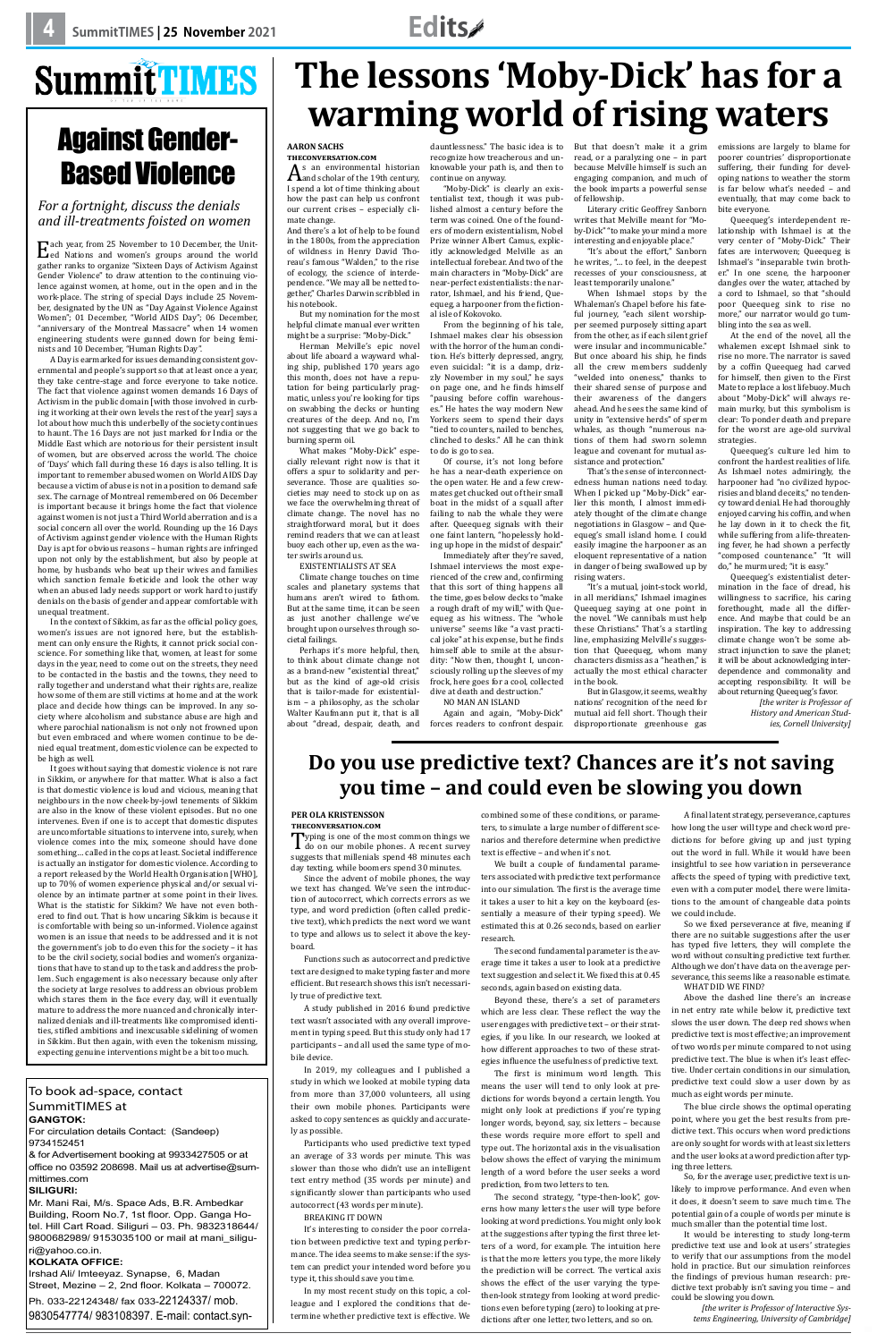# SummitTIMES

## Against Gender-Based Violence

### *For a fortnight, discuss the denials and ill-treatments foisted on women*

Each year, from 25 November to 10 December, the United Nations and women's groups around the world gather ranks to organize "Sixteen Days of Activism Against Gender Violence" to draw attention to the continuing violence against women, at home, out in the open and in the work-place. The string of special Days include 25 November, designated by the UN as "Day Against Violence Against Women"; 01 December, "World AIDS Day"; 06 December, "anniversary of the Montreal Massacre" when 14 women engineering students were gunned down for being feminists and 10 December, "Human Rights Day".

A Day is earmarked for issues demanding consistent governmental and people's support so that at least once a year, they take centre-stage and force everyone to take notice. The fact that violence against women demands 16 Days of Activism in the public domain [with those involved in curbing it working at their own levels the rest of the year] says a lot about how much this underbelly of the society continues to haunt. The 16 Days are not just marked for India or the Middle East which are notorious for their persistent insult of women, but are observed across the world. The choice of 'Days' which fall during these 16 days is also telling. It is important to remember abused women on World AIDS Day because a victim of abuse is not in a position to demand safe sex. The carnage of Montreal remembered on 06 December is important because it brings home the fact that violence against women is not just a Third World aberration and is a social concern all over the world. Rounding up the 16 Days of Activism against gender violence with the Human Rights Day is apt for obvious reasons – human rights are infringed upon not only by the establishment, but also by people at home, by husbands who beat up their wives and families which sanction female foeticide and look the other way when an abused lady needs support or work hard to justify denials on the basis of gender and appear comfortable with unequal treatment.

In the context of Sikkim, as far as the official policy goes, women's issues are not ignored here, but the establishment can only ensure the Rights, it cannot prick social conscience. For something like that, women, at least for some days in the year, need to come out on the streets, they need to be contacted in the bastis and the towns, they need to rally together and understand what their rights are, realize how some of them are still victims at home and at the work place and decide how things can be improved. In any society where alcoholism and substance abuse are high and where parochial nationalism is not only not frowned upon but even embraced and where women continue to be denied equal treatment, domestic violence can be expected to be high as well.

It goes without saying that domestic violence is not rare in Sikkim, or anywhere for that matter. What is also a fact is that domestic violence is loud and vicious, meaning that neighbours in the now cheek-by-jowl tenements of Sikkim are also in the know of these violent episodes. But no one intervenes. Even if one is to accept that domestic disputes are uncomfortable situations to intervene into, surely, when violence comes into the mix, someone should have done something... called in the cops at least. Societal indifference is actually an instigator for domestic violence. According to a report released by the World Health Organization [WHO], up to 70% of women experience physical and/or sexual violence by an intimate partner at some point in their lives. What is the statistic for Sikkim? We have not even bothered to find out. That is how uncaring Sikkim is because it is comfortable with being so un-informed. Violence against women is an issue that needs to be addressed and it is not the government's job to do even this for the society – it has to be the civil society, social bodies and women's organizations that have to stand up to the task and address the problem. Such engagement is also necessary because only after the society at large resolves to address an obvious problem which stares them in the face every day, will it eventually mature to address the more nuanced and chronically internalized denials and ill-treatments like compromised identities, stifled ambitions and inexcusable sidelining of women in Sikkim. But then again, with even the tokenism missing, expecting genuine interventions might be a bit too much.

To book ad-space, contact SummitTIMES at

**GANGTOK:**
For circulation details Contact: (Sandeep) 9734152451
& for Advertisement booking at 9933427505 or at office no 03592 208698. Mail us at advertise@summittimes.com

**SILIGURI:**
Mr. Mani Rai, M/s. Space Ads, B.R. Ambedkar Building, Room No.7, 1st floor. Opp. Ganga Hotel. Hill Cart Road. Siliguri – 03. Ph. 9832318644/ 9800682989/ 9153035100 or mail at mani_siliguri@yahoo.co.in.

**KOLKATA OFFICE:**
Irshad Ali/ Imteeyaz. Synapse, 6, Madan Street, Mezine – 2, 2nd floor. Kolkata – 700072.
Ph. 033-22124348/ fax 033-22124337/ mob. 9830547774/ 983108397. E-mail: contact.syn-

# The lessons 'Moby-Dick' has for a warming world of rising waters

**AARON SACHS**
**THECONVERSATION.COM**

As an environmental historian and scholar of the 19th century, I spend a lot of time thinking about how the past can help us confront our current crises – especially climate change.

And there's a lot of help to be found in the 1800s, from the appreciation of wildness in Henry David Thoreau's famous "Walden," to the rise of ecology, the science of interdependence. "We may all be netted together," Charles Darwin scribbled in his notebook.

But my nomination for the most helpful climate manual ever written might be a surprise: "Moby-Dick."

Herman Melville's epic novel about life aboard a wayward whaling ship, published 170 years ago this month, does not have a reputation for being particularly pragmatic, unless you're looking for tips on swabbing the decks or hunting creatures of the deep. And no, I'm not suggesting that we go back to burning sperm oil.

What makes "Moby-Dick" especially relevant right now is that it offers a spur to solidarity and perseverance. Those are qualities societies may need to stock up on as we face the overwhelming threat of climate change. The novel has no straightforward moral, but it does remind readers that we can at least buoy each other up, even as the water swirls around us.

EXISTENTIALISTS AT SEA

Climate change touches on time scales and planetary systems that humans aren't wired to fathom. But at the same time, it can be seen as just another challenge we've brought upon ourselves through societal failings.

Perhaps it's more helpful, then, to think about climate change not as a brand-new "existential threat," but as the kind of age-old crisis that is tailor-made for existentialism – a philosophy, as the scholar Walter Kaufmann put it, that is all about "dread, despair, death, and dauntlessness." The basic idea is to recognize how treacherous and unknowable your path is, and then to continue on anyway.

"Moby-Dick" is clearly an existentialist text, though it was published almost a century before the term was coined. One of the founders of modern existentialism, Nobel Prize winner Albert Camus, explicitly acknowledged Melville as an intellectual forebear. And two of the main characters in "Moby-Dick" are near-perfect existentialists: the narrator, Ishmael, and his friend, Queequeg, a harpooner from the fictional isle of Kokovoko.

From the beginning of his tale, Ishmael makes clear his obsession with the horror of the human condition. He's bitterly depressed, angry, even suicidal: "it is a damp, drizzly November in my soul," he says on page one, and he finds himself "pausing before coffin warehouses." He hates the way modern New Yorkers seem to spend their days "tied to counters, nailed to benches, clinched to desks." All he can think to do is go to sea.

Of course, it's not long before he has a near-death experience on the open water. He and a few crewmates get chucked out of their small boat in the midst of a squall after failing to nab the whale they were after. Queequeg signals with their one faint lantern, "hopelessly holding up hope in the midst of despair."

Immediately after they're saved, Ishmael interviews the most experienced of the crew and, confirming that this sort of thing happens all the time, goes below decks to "make a rough draft of my will," with Queequeg as his witness. The "whole universe" seems like "a vast practical joke" at his expense, but he finds himself able to smile at the absurdity: "Now then, thought I, unconsciously rolling up the sleeves of my frock, here goes for a cool, collected dive at death and destruction."

NO MAN AN ISLAND

Again and again, "Moby-Dick" forces readers to confront despair. But that doesn't make it a grim read, or a paralyzing one – in part because Melville himself is such an engaging companion, and much of the book imparts a powerful sense of fellowship.

Literary critic Geoffrey Sanborn writes that Melville meant for "Moby-Dick" "to make your mind a more interesting and enjoyable place."

"It's about the effort," Sanborn he writes, "... to feel, in the deepest recesses of your consciousness, at least temporarily unalone."

When Ishmael stops by the Whaleman's Chapel before his fateful journey, "each silent worshipper seemed purposely sitting apart from the other, as if each silent grief were insular and incommunicable." But once aboard his ship, he finds all the crew members suddenly "welded into oneness," thanks to their shared sense of purpose and their awareness of the dangers ahead. And he sees the same kind of unity in "extensive herds" of sperm whales, as though "numerous nations of them had sworn solemn league and covenant for mutual assistance and protection."

That's the sense of interconnectedness human nations need today. When I picked up "Moby-Dick" earlier this month, I almost immediately thought of the climate change negotiations in Glasgow – and Queequeg's small island home. I could easily imagine the harpooner as an eloquent representative of a nation in danger of being swallowed up by rising waters.

"It's a mutual, joint-stock world, in all meridians," Ishmael imagines Queequeg saying at one point in the novel. "We cannibals must help these Christians." That's a startling line, emphasizing Melville's suggestion that Queequeg, whom many characters dismiss as a "heathen," is actually the most ethical character in the book.

But in Glasgow, it seems, wealthy nations' recognition of the need for mutual aid fell short. Though their disproportionate greenhouse gas emissions are largely to blame for poorer countries' disproportionate suffering, their funding for developing nations to weather the storm is far below what's needed – and eventually, that may come back to bite everyone.

Queequeg's interdependent relationship with Ishmael is at the very center of "Moby-Dick." Their fates are interwoven; Queequeg is Ishmael's "inseparable twin brother." In one scene, the harpooner dangles over the water, attached by a cord to Ishmael, so that "should poor Queequeg sink to rise no more," our narrator would go tumbling into the sea as well.

At the end of the novel, all the whalemen except Ishmael sink to rise no more. The narrator is saved by a coffin Queequeg had carved for himself, then given to the First Mate to replace a lost lifebuoy. Much about "Moby-Dick" will always remain murky, but this symbolism is clear: To ponder death and prepare for the worst are age-old survival strategies.

Queequeg's culture led him to confront the hardest realities of life. As Ishmael notes admiringly, the harpooner had "no civilized hypocrisies and bland deceits," no tendency toward denial. He had thoroughly enjoyed carving his coffin, and when he lay down in it to check the fit, while suffering from a life-threatening fever, he had shown a perfectly "composed countenance." "It will do," he murmured; "it is easy."

Queequeg's existentialist determination in the face of dread, his willingness to sacrifice, his caring forethought, made all the difference. And maybe that could be an inspiration. The key to addressing climate change won't be some abstract injunction to save the planet; it will be about acknowledging interdependence and commonality and accepting responsibility. It will be about returning Queequeg's favor.

*[the writer is Professor of History and American Studies, Cornell University]*

# Do you use predictive text? Chances are it's not saving you time – and could even be slowing you down

**PER OLA KRISTENSSON**
**THECONVERSATION.COM**

Typing is one of the most common things we do on our mobile phones. A recent survey suggests that millenials spend 48 minutes each day texting, while boomers spend 30 minutes.

Since the advent of mobile phones, the way we text has changed. We've seen the introduction of autocorrect, which corrects errors as we type, and word prediction (often called predictive text), which predicts the next word we want to type and allows us to select it above the keyboard.

Functions such as autocorrect and predictive text are designed to make typing faster and more efficient. But research shows this isn't necessarily true of predictive text.

A study published in 2016 found predictive text wasn't associated with any overall improvement in typing speed. But this study only had 17 participants – and all used the same type of mobile device.

In 2019, my colleagues and I published a study in which we looked at mobile typing data from more than 37,000 volunteers, all using their own mobile phones. Participants were asked to copy sentences as quickly and accurately as possible.

Participants who used predictive text typed an average of 33 words per minute. This was slower than those who didn't use an intelligent text entry method (35 words per minute) and significantly slower than participants who used autocorrect (43 words per minute).

BREAKING IT DOWN

It's interesting to consider the poor correlation between predictive text and typing performance. The idea seems to make sense: if the system can predict your intended word before you type it, this should save you time.

In my most recent study on this topic, a colleague and I explored the conditions that determine whether predictive text is effective. We combined some of these conditions, or parameters, to simulate a large number of different scenarios and therefore determine when predictive text is effective – and when it's not.

We built a couple of fundamental parameters associated with predictive text performance into our simulation. The first is the average time it takes a user to hit a key on the keyboard (essentially a measure of their typing speed). We estimated this at 0.26 seconds, based on earlier research.

The second fundamental parameter is the average time it takes a user to look at a predictive text suggestion and select it. We fixed this at 0.45 seconds, again based on existing data.

Beyond these, there's a set of parameters which are less clear. These reflect the way the user engages with predictive text – or their strategies, if you like. In our research, we looked at how different approaches to two of these strategies influence the usefulness of predictive text.

The first is minimum word length. This means the user will tend to only look at predictions for words beyond a certain length. You might only look at predictions if you're typing longer words, beyond, say, six letters – because these words require more effort to spell and type out. The horizontal axis in the visualisation below shows the effect of varying the minimum length of a word before the user seeks a word prediction, from two letters to ten.

The second strategy, "type-then-look", governs how many letters the user will type before looking at word predictions. You might only look at the suggestions after typing the first three letters of a word, for example. The intuition here is that the more letters you type, the more likely the prediction will be correct. The vertical axis shows the effect of the user varying the type-then-look strategy from looking at word predictions even before typing (zero) to looking at predictions after one letter, two letters, and so on.

A final latent strategy, perseverance, captures how long the user will type and check word predictions for before giving up and just typing out the word in full. While it would have been insightful to see how variation in perseverance affects the speed of typing with predictive text, even with a computer model, there were limitations to the amount of changeable data points we could include.

So we fixed perseverance at five, meaning if there are no suitable suggestions after the user has typed five letters, they will complete the word without consulting predictive text further. Although we don't have data on the average perseverance, this seems like a reasonable estimate.

WHAT DID WE FIND?

Above the dashed line there's an increase in net entry rate while below it, predictive text slows the user down. The deep red shows when predictive text is most effective; an improvement of two words per minute compared to not using predictive text. The blue is when it's least effective. Under certain conditions in our simulation, predictive text could slow a user down by as much as eight words per minute.

The blue circle shows the optimal operating point, where you get the best results from predictive text. This occurs when word predictions are only sought for words with at least six letters and the user looks at a word prediction after typing three letters.

So, for the average user, predictive text is unlikely to improve performance. And even when it does, it doesn't seem to save much time. The potential gain of a couple of words per minute is much smaller than the potential time lost.

It would be interesting to study long-term predictive text use and look at users' strategies to verify that our assumptions from the model hold in practice. But our simulation reinforces the findings of previous human research: predictive text probably isn't saving you time – and could be slowing you down.

*[the writer is Professor of Interactive Systems Engineering, University of Cambridge]*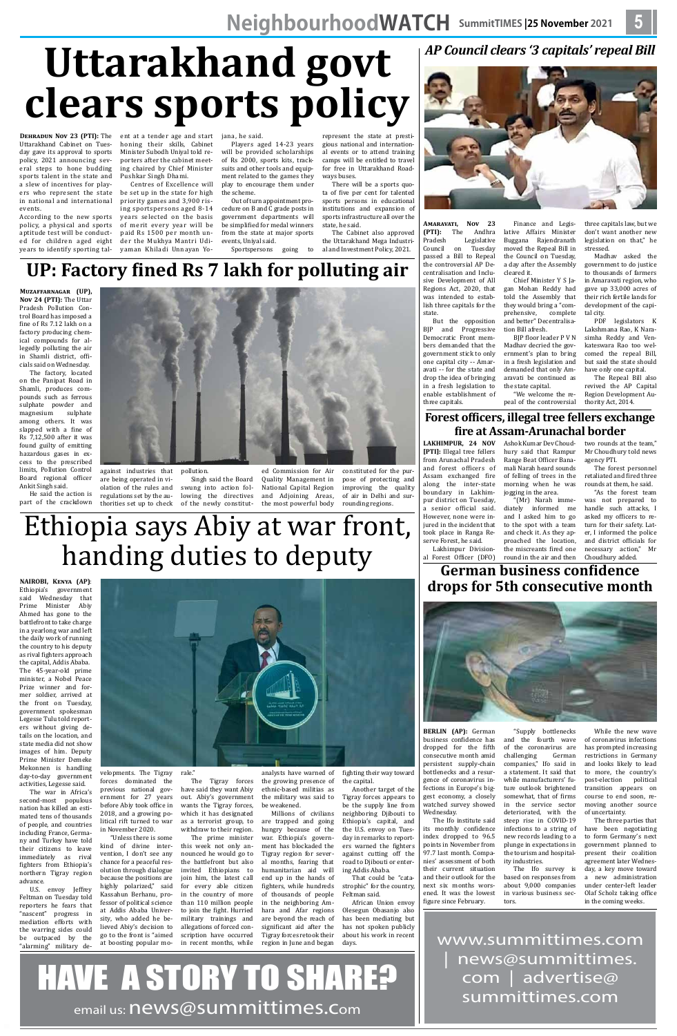# Uttarakhand govt clears sports policy

**DEHRADUN Nov 23 (PTI):** The Uttarakhand Cabinet on Tuesday gave its approval to sports policy, 2021 announcing several steps to hone budding sports talent in the state and a slew of incentives for players who represent the state in national and international events.

According to the new sports policy, a physical and sports aptitude test will be conducted for children aged eight years to identify sporting talent at a tender age and start honing their skills, Cabinet Minister Subodh Uniyal told reporters after the cabinet meeting chaired by Chief Minister Pushkar Singh Dhami.

Centres of Excellence will be set up in the state for high priority games and 3,900 rising sportspersons aged 8-14 years selected on the basis of merit every year will be paid Rs 1500 per month under the Mukhya Mantri Udiyaman Khiladi Unnayan Yojana, he said.

Players aged 14-23 years will be provided scholarships of Rs 2000, sports kits, tracksuits and other tools and equipment related to the games they play to encourage them under the scheme.

Out of turn appointment procedure on B and C grade posts in government departments will be simplified for medal winners from the state at major sports events, Uniyal said.

Sportspersons going to represent the state at prestigious national and international events or to attend training camps will be entitled to travel for free in Uttarakhand Roadways buses.

There will be a sports quota of five per cent for talented sports persons in educational institutions and expansion of sports infrastructure all over the state, he said.

The Cabinet also approved the Uttarakhand Mega Industrial and Investment Policy, 2021.

## UP: Factory fined Rs 7 lakh for polluting air

**MUZAFFARNAGAR (UP), Nov 24 (PTI):** The Uttar Pradesh Pollution Control Board has imposed a fine of Rs 7.12 lakh on a factory producing chemical compounds for allegedly polluting the air in Shamli district, officials said on Wednesday.

The factory, located on the Panipat Road in Shamli, produces compounds such as ferrous sulphate powder and magnesium sulphate among others. It was slapped with a fine of Rs 7,12,500 after it was found guilty of emitting hazardous gases in excess to the prescribed limits, Pollution Control Board regional officer Ankit Singh said.

He said the action is part of the crackdown against industries that are being operated in violation of the rules and regulations set by the authorities set up to check pollution.

Singh said the Board swung into action following the directives of the newly constituted Commission for Air Quality Management in National Capital Region and Adjoining Areas, the most powerful body constituted for the purpose of protecting and improving the quality of air in Delhi and surrounding regions.

# Ethiopia says Abiy at war front, handing duties to deputy

**NAIROBI, KENYA (AP):** Ethiopia's government said Wednesday that Prime Minister Abiy Ahmed has gone to the battlefront to take charge in a yearlong war and left the daily work of running the country to his deputy as rival fighters approach the capital, Addis Ababa. The 45-year-old prime minister, a Nobel Peace Prize winner and former soldier, arrived at the front on Tuesday, government spokesman Legesse Tulu told reporters without giving details on the location, and state media did not show images of him. Deputy Prime Minister Demeke Mekonnen is handling day-to-day government activities, Legesse said.

The war in Africa's second-most populous nation has killed an estimated tens of thousands of people, and countries including France, Germany and Turkey have told their citizens to leave immediately as rival fighters from Ethiopia's northern Tigray region advance.

U.S. envoy Jeffrey Feltman on Tuesday told reporters he fears that "nascent" progress in mediation efforts with the warring sides could be outpaced by the "alarming" military developments. The Tigray forces dominated the previous national government for 27 years before Abiy took office in 2018, and a growing political rift turned to war in November 2020.

"Unless there is some kind of divine intervention, I don't see any chance for a peaceful resolution through dialogue because the positions are highly polarized," said Kassahun Berhanu, professor of political science at Addis Ababa University, who added he believed Abiy's decision to go to the front is "aimed at boosting popular morale."

The Tigray forces have said they want Abiy out. Abiy's government wants the Tigray forces, which it has designated as a terrorist group, to withdraw to their region.

The prime minister this week not only announced he would go to the battlefront but also invited Ethiopians to join him, the latest call for every able citizen in the country of more than 110 million people to join the fight. Hurried military trainings and allegations of forced conscription have occurred in recent months, while analysts have warned of the growing presence of ethnic-based militias as the military was said to be weakened.

Millions of civilians are trapped and going hungry because of the war. Ethiopia's government has blockaded the Tigray region for several months, fearing that humanitarian aid will end up in the hands of fighters, while hundreds of thousands of people in the neighboring Amhara and Afar regions are beyond the reach of significant aid after the Tigray forces retook their region in June and began fighting their way toward the capital.

Another target of the Tigray forces appears to be the supply line from neighboring Djibouti to Ethiopia's capital, and the U.S. envoy on Tuesday in remarks to reporters warned the fighters against cutting off the road to Djibouti or entering Addis Ababa.

That could be "catastrophic" for the country, Feltman said.

African Union envoy Olesegun Obasanjo also has been mediating but has not spoken publicly about his work in recent days.

## AP Council clears '3 capitals' repeal Bill

**AMARAVATI, Nov 23 (PTI):** The Andhra Pradesh Legislative Council on Tuesday passed a Bill to Repeal the controversial AP Decentralisation and Inclusive Development of All Regions Act, 2020, that was intended to establish three capitals for the state.

But the opposition BJP and Progressive Democratic Front members demanded that the government stick to only one capital city -- Amaravati -- for the state and drop the idea of bringing in a fresh legislation to enable establishment of three capitals.

Finance and Legislative Affairs Minister Buggana Rajendranath moved the Repeal Bill in the Council on Tuesday, a day after the Assembly cleared it.

Chief Minister Y S Jagan Mohan Reddy had told the Assembly that they would bring a "comprehensive, complete and better" Decentralisation Bill afresh.

BJP floor leader P V N Madhav decried the government's plan to bring in a fresh legislation and demanded that only Amaravati be continued as the state capital.

"We welcome the repeal of the controversial three capitals law, but we don't want another new legislation on that," he stressed.

Madhav asked the government to do justice to thousands of farmers in Amaravati region, who gave up 33,000 acres of their rich fertile lands for development of the capital city.

PDF legislators K Lakshmana Rao, K Narasimha Reddy and Venkateswara Rao too welcomed the repeal Bill, but said the state should have only one capital.

The Repeal Bill also revived the AP Capital Region Development Authority Act, 2014.

## Forest officers, illegal tree fellers exchange fire at Assam-Arunachal border

**LAKHIMPUR, 24 NOV [PTI]:** Illegal tree fellers from Arunachal Pradesh and forest officers of Assam exchanged fire along the inter-state boundary in Lakhimpur district on Tuesday, a senior official said. However, none were injured in the incident that took place in Ranga Reserve Forest, he said.

Lakhimpur Divisional Forest Officer (DFO) Ashok Kumar Dev Choudhury said that Rampur Range Beat Officer Banamali Narah heard sounds of felling of trees in the morning when he was jogging in the area.

"(Mr) Narah immediately informed me and I asked him to go to the spot with a team and check it. As they approached the location, the miscreants fired one round in the air and then two rounds at the team," Mr Choudhury told news agency PTI.

The forest personnel retaliated and fired three rounds at them, he said.

"As the forest team was not prepared to handle such attacks, I asked my officers to return for their safety. Later, I informed the police and district officials for necessary action," Mr Choudhury added.

## German business confidence drops for 5th consecutive month

**BERLIN (AP):** German business confidence has dropped for the fifth consecutive month amid persistent supply-chain bottlenecks and a resurgence of coronavirus infections in Europe's biggest economy, a closely watched survey showed Wednesday.

The Ifo institute said its monthly confidence index dropped to 96.5 points in November from 97.7 last month. Companies' assessment of both their current situation and their outlook for the next six months worsened. It was the lowest figure since February.

"Supply bottlenecks and the fourth wave of the coronavirus are challenging German companies," Ifo said in a statement. It said that while manufacturers' future outlook brightened somewhat, that of firms in the service sector deteriorated, with the steep rise in COVID-19 infections to a string of new records leading to a plunge in expectations in the tourism and hospitality industries.

The Ifo survey is based on responses from about 9,000 companies in various business sectors.

While the new wave of coronavirus infections has prompted increasing restrictions in Germany and looks likely to lead to more, the country's post-election political transition appears on course to end soon, removing another source of uncertainty.

The three parties that have been negotiating to form Germany's next government planned to present their coalition agreement later Wednesday, a key move toward a new administration under center-left leader Olaf Scholz taking office in the coming weeks.

# HAVE A STORY TO SHARE?

email us: news@summittimes.com

www.summittimes.com | news@summittimes.com | advertise@summittimes.com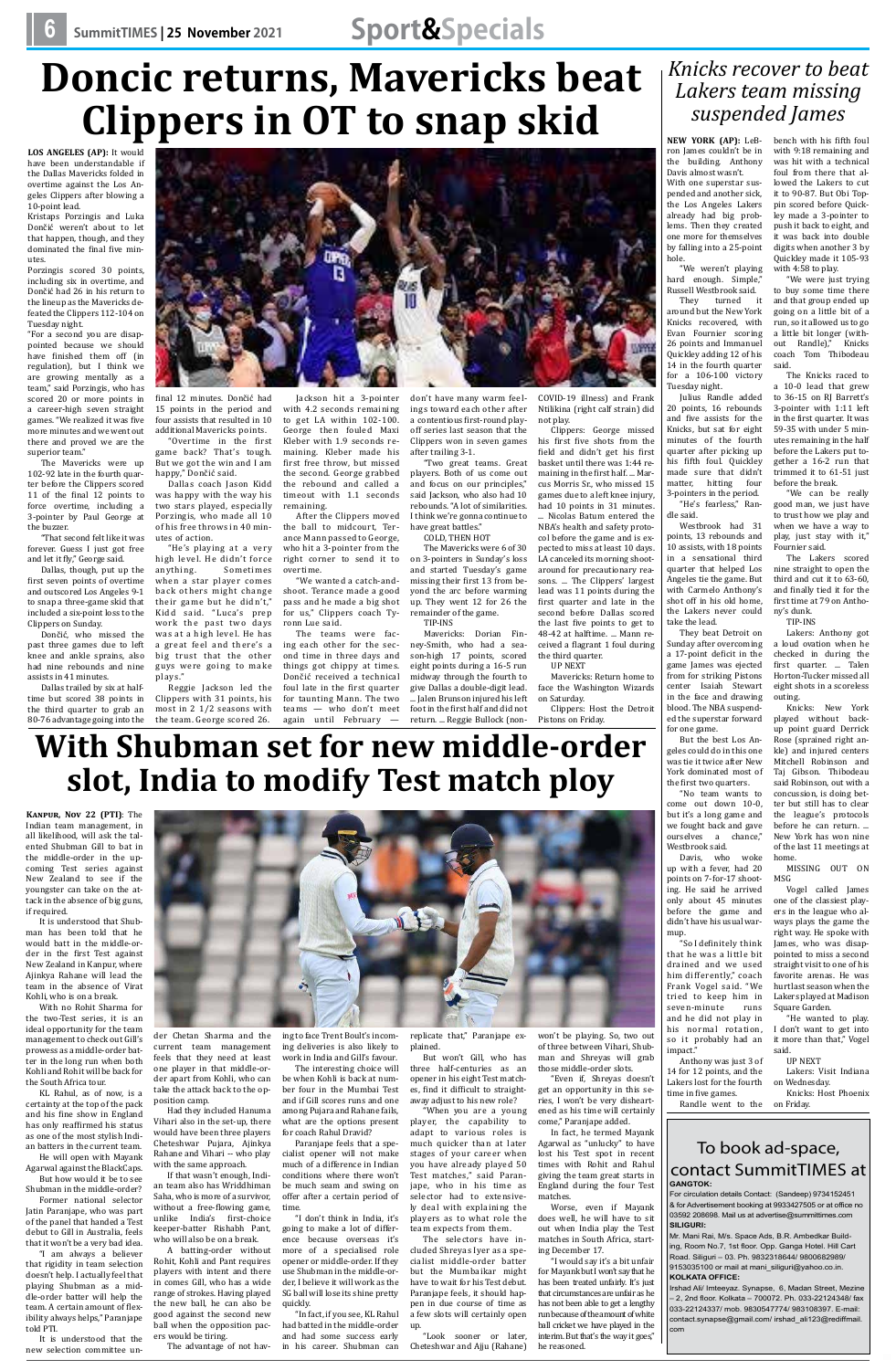# Doncic returns, Mavericks beat Clippers in OT to snap skid

**LOS ANGELES (AP):** It would have been understandable if the Dallas Mavericks folded in overtime against the Los Angeles Clippers after blowing a 10-point lead.

Kristaps Porzingis and Luka Dončić weren't about to let that happen, though, and they dominated the final five minutes.

Porzingis scored 30 points, including six in overtime, and Dončić had 26 in his return to the lineup as the Mavericks defeated the Clippers 112-104 on Tuesday night.

"For a second you are disappointed because we should have finished them off (in regulation), but I think we are growing mentally as a team," said Porzingis, who has scored 20 or more points in a career-high seven straight games. "We realized it was five more minutes and we went out there and proved we are the superior team."

The Mavericks were up 102-92 late in the fourth quarter before the Clippers scored 11 of the final 12 points to force overtime, including a 3-pointer by Paul George at the buzzer.

"That second felt like it was forever. Guess I just got free and let it fly," George said.

Dallas, though, put up the first seven points of overtime and outscored Los Angeles 9-1 to snap a three-game skid that included a six-point loss to the Clippers on Sunday.

Dončić, who missed the past three games due to left knee and ankle sprains, also had nine rebounds and nine assists in 41 minutes.

Dallas trailed by six at halftime but scored 38 points in the third quarter to grab an 80-76 advantage going into the final 12 minutes. Dončić had 15 points in the period and four assists that resulted in 10 additional Mavericks points.

"Overtime in the first game back? That's tough. But we got the win and I am happy," Dončić said.

Dallas coach Jason Kidd was happy with the way his two stars played, especially Porzingis, who made all 10 of his free throws in 40 minutes of action.

"He's playing at a very high level. He didn't force anything. Sometimes when a star player comes back others might change their game but he didn't," Kidd said. "Luca's prep work the past two days was at a high level. He has a great feel and there's a big trust that the other guys were going to make plays."

Reggie Jackson led the Clippers with 31 points, his most in 2 1/2 seasons with the team. George scored 26.

Jackson hit a 3-pointer with 4.2 seconds remaining to get LA within 102-100. George then fouled Maxi Kleber with 1.9 seconds remaining. Kleber made his first free throw, but missed the second. George grabbed the rebound and called a timeout with 1.1 seconds remaining.

After the Clippers moved the ball to midcourt, Terance Mann passed to George, who hit a 3-pointer from the right corner to send it to overtime.

"We wanted a catch-and-shoot. Terance made a good pass and he made a big shot for us," Clippers coach Tyronn Lue said.

The teams were facing each other for the second time in three days and things got chippy at times. Dončić received a technical foul late in the first quarter for taunting Mann. The two teams — who don't meet again until February — don't have many warm feelings toward each other after a contentious first-round playoff series last season that the Clippers won in seven games after trailing 3-1.

"Two great teams. Great players. Both of us come out and focus on our principles," said Jackson, who also had 10 rebounds. "A lot of similarities. I think we're gonna continue to have great battles."

COLD, THEN HOT

The Mavericks were 6 of 30 on 3-pointers in Sunday's loss and started Tuesday's game missing their first 13 from beyond the arc before warming up. They went 12 for 26 the remainder of the game.

TIP-INS

Mavericks: Dorian Finney-Smith, who had a season-high 17 points, scored eight points during a 16-5 run midway through the fourth to give Dallas a double-digit lead. ... Jalen Brunson injured his left foot in the first half and did not return. ... Reggie Bullock (non-COVID-19 illness) and Frank Ntilikina (right calf strain) did not play.

Clippers: George missed his first five shots from the field and didn't get his first basket until there was 1:44 remaining in the first half. ... Marcus Morris Sr., who missed 15 games due to a left knee injury, had 10 points in 31 minutes. ... Nicolas Batum entered the NBA's health and safety protocol before the game and is expected to miss at least 10 days. LA canceled its morning shootaround for precautionary reasons. ... The Clippers' largest lead was 11 points during the first quarter and late in the second before Dallas scored the last five points to get to 48-42 at halftime. ... Mann received a flagrant 1 foul during the third quarter.

UP NEXT

Mavericks: Return home to face the Washington Wizards on Saturday.

Clippers: Host the Detroit Pistons on Friday.

# *Knicks recover to beat Lakers team missing suspended James*

**NEW YORK (AP):** LeBron James couldn't be in the building. Anthony Davis almost wasn't.

With one superstar suspended and another sick, the Los Angeles Lakers already had big problems. Then they created one more for themselves by falling into a 25-point hole.

"We weren't playing hard enough. Simple," Russell Westbrook said.

They turned it around but the New York Knicks recovered, with Evan Fournier scoring 26 points and Immanuel Quickley adding 12 of his 14 in the fourth quarter for a 106-100 victory Tuesday night.

Julius Randle added 20 points, 16 rebounds and five assists for the Knicks, but sat for eight minutes of the fourth quarter after picking up his fifth foul. Quickley made sure that didn't matter, hitting four 3-pointers in the period.

"He's fearless," Randle said.

Westbrook had 31 points, 13 rebounds and 10 assists, with 18 points in a sensational third quarter that helped Los Angeles tie the game. But with Carmelo Anthony's shot off in his old home, the Lakers never could take the lead.

They beat Detroit on Sunday after overcoming a 17-point deficit in the game James was ejected from for striking Pistons center Isaiah Stewart in the face and drawing blood. The NBA suspended the superstar forward for one game.

But the best Los Angeles could do in this one was tie it twice after New York dominated most of the first two quarters.

"No team wants to come out down 10-0, but it's a long game and we fought back and gave ourselves a chance," Westbrook said.

Davis, who woke up with a fever, had 20 points on 7-for-17 shooting. He said he arrived only about 45 minutes before the game and didn't have his usual warmup.

"So I definitely think that he was a little bit drained and we used him differently," coach Frank Vogel said. "We tried to keep him in seven-minute runs and he did not play in his normal rotation, so it probably had an impact."

Anthony was just 3 of 14 for 12 points, and the Lakers lost for the fourth time in five games.

Randle went to the bench with his fifth foul with 9:18 remaining and was hit with a technical foul from there that allowed the Lakers to cut it to 90-87. But Obi Toppin scored before Quickley made a 3-pointer to push it back to eight, and it was back into double digits when another 3 by Quickley made it 105-93 with 4:58 to play.

"We were just trying to buy some time there and that group ended up going on a little bit of a run, so it allowed us to go a little bit longer (without Randle)," Knicks coach Tom Thibodeau said.

The Knicks raced to a 10-0 lead that grew to 36-15 on RJ Barrett's 3-pointer with 1:11 left in the first quarter. It was 59-35 with under 5 minutes remaining in the half before the Lakers put together a 16-2 run that trimmed it to 61-51 just before the break.

"We can be really good man, we just have to trust how we play and when we have a way to play, just stay with it," Fournier said.

The Lakers scored nine straight to open the third and cut it to 63-60, and finally tied it for the first time at 79 on Anthony's dunk.

TIP-INS

Lakers: Anthony got a loud ovation when he checked in during the first quarter. ... Talen Horton-Tucker missed all eight shots in a scoreless outing.

Knicks: New York played without backup point guard Derrick Rose (sprained right ankle) and injured centers Mitchell Robinson and Taj Gibson. Thibodeau said Robinson, out with a concussion, is doing better but still has to clear the league's protocols before he can return. ... New York has won nine of the last 11 meetings at home.

MISSING OUT ON MSG

Vogel called James one of the classiest players in the league who always plays the game the right way. He spoke with James, who was disappointed to miss a second straight visit to one of his favorite arenas. He was hurt last season when the Lakers played at Madison Square Garden.

"He wanted to play. I don't want to get into it more than that," Vogel said.

UP NEXT

Lakers: Visit Indiana on Wednesday.

Knicks: Host Phoenix on Friday.

# With Shubman set for new middle-order slot, India to modify Test match ploy

**KANPUR, Nov 22 (PTI):** The Indian team management, in all likelihood, will ask the talented Shubman Gill to bat in the middle-order in the upcoming Test series against New Zealand to see if the youngster can take on the attack in the absence of big guns, if required.

It is understood that Shubman has been told that he would batt in the middle-order in the first Test against New Zealand in Kanpur, where Ajinkya Rahane will lead the team in the absence of Virat Kohli, who is on a break.

With no Rohit Sharma for the two-Test series, it is an ideal opportunity for the team management to check out Gill's prowess as a middle-order batter in the long run when both Kohli and Rohit will be back for the South Africa tour.

KL Rahul, as of now, is a certainty at the top of the pack and his fine show in England has only reaffirmed his status as one of the most stylish Indian batters in the current team.

He will open with Mayank Agarwal against the BlackCaps.

But how would it be to see Shubman in the middle-order?

Former national selector Jatin Paranjape, who was part of the panel that handed a Test debut to Gill in Australia, feels that it won't be a very bad idea.

"I am always a believer that rigidity in team selection doesn't help. I actually feel that playing Shubman as a middle-order batter will help the team. A certain amount of flexibility always helps," Paranjape told PTI.

It is understood that the new selection committee under Chetan Sharma and the current team management feels that they need at least one player in that middle-order apart from Kohli, who can take the attack back to the opposition camp.

Had they included Hanuma Vihari also in the set-up, there would have been three players Cheteshwar Pujara, Ajinkya Rahane and Vihari -- who play with the same approach.

If that wasn't enough, Indian team also has Wriddhiman Saha, who is more of a survivor, without a free-flowing game, unlike India's first-choice keeper-batter Rishabh Pant, who will also be on a break.

A batting-order without Rohit, Kohli and Pant requires players with intent and there in comes Gill, who has a wide range of strokes. Having played the new ball, he can also be good against the second new ball when the opposition pacers would be tiring.

The advantage of not having to face Trent Boult's incoming deliveries is also likely to work in India and Gill's favour.

The interesting choice will be when Kohli is back at number four in the Mumbai Test and if Gill scores runs and one among Pujara and Rahane fails, what are the options present for coach Rahul Dravid?

Paranjape feels that a specialist opener will not make much of a difference in Indian conditions where there won't be much seam and swing on offer after a certain period of time.

"I don't think in India, it's going to make a lot of difference. Even overseas it's more of a specialised role opener or middle-order. If they use Shubman in the middle-order, I believe it will work as the SG ball will lose its shine pretty quickly.

"In fact, if you see, KL Rahul had batted in the middle-order and had some success early in his career. Shubman can replicate that," Paranjape explained.

But won't Gill, who has three half-centuries as an opener in his eight Test matches, find it difficult to straight-away adjust to his new role?

"When you are a young player, the capability to adapt to various roles is much quicker than at later stages of your career when you have already played 50 Test matches," said Paranjape, who in his time as selector had to extensively deal with explaining the players as to what role the team expects from them.

The selectors have included Shreyas Iyer as a specialist middle-order batter but the Mumbaikar might have to wait for his Test debut. Paranjape feels, it should happen in due course of time as a few slots will certainly open up.

"Look sooner or later, Cheteshwar and Ajju (Rahane) won't be playing. So, two out of three between Vihari, Shubman and Shreyas will grab those middle-order slots.

"Even if, Shreyas doesn't get an opportunity in this series, I won't be very disheartened as his time will certainly come," Paranjape added.

In fact, he termed Mayank Agarwal as "unlucky" to have lost his Test spot in recent times with Rohit and Rahul giving the team great starts in England during the four Test matches.

Worse, even if Mayank does well, he will have to sit out when India play the Test matches in South Africa, starting December 17.

"I would say it's a bit unfair for Mayank but I won't say that he has been treated unfairly. It's just that circumstances are unfair as he has not been able to get a lengthy run because of the amount of white ball cricket we have played in the interim. But that's the way it goes," he reasoned.

## To book ad-space, contact SummitTIMES at

**GANGTOK:**
For circulation details Contact: (Sandeep) 9734152451 & for Advertisement booking at 9933427505 or at office no 03592 208698. Mail us at advertise@summittimes.com

**SILIGURI:**
Mr. Mani Rai, M/s. Space Ads, B.R. Ambedkar Building, Room No.7, 1st floor. Opp. Ganga Hotel. Hill Cart Road. Siliguri – 03. Ph. 9832318644/ 9800682989/ 9153035100 or mail at mani_siliguri@yahoo.co.in.

**KOLKATA OFFICE:**
Irshad Ali/ Imteeyaz. Synapse, 6, Madan Street, Mezine – 2, 2nd floor. Kolkata – 700072. Ph. 033-22124348/ fax 033-22124337/ mob. 9830547774/ 983108397. E-mail: contact.synapse@gmail.com/ irshad_ali123@rediffmail.com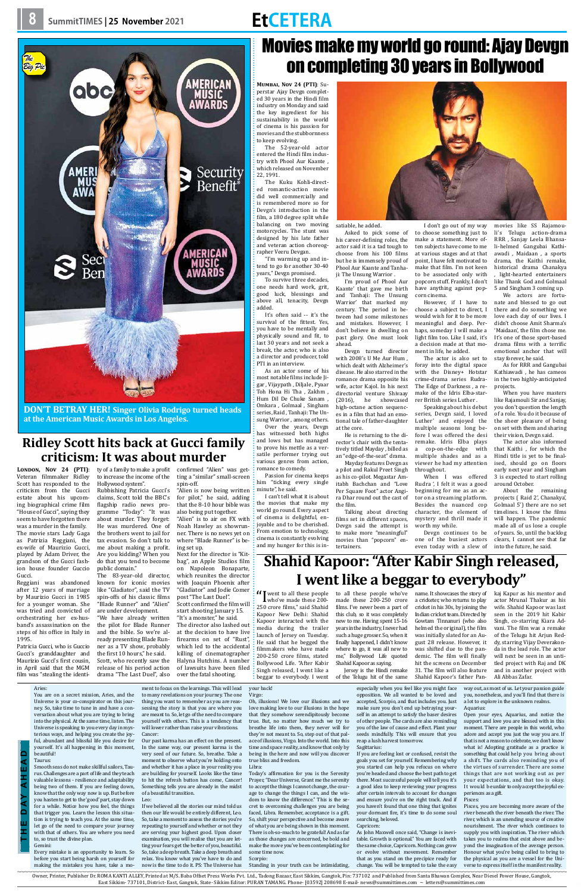# EtCETERA

*The Big Pic*

**DON'T BETRAY HER! Singer Olivia Rodrigo turned heads at the American Music Awards in Los Angeles.**

## Movies make my world go round: Ajay Devgn on completing 30 years in Bollywood

**Mumbai, Nov 24 (PTI)**: Superstar Ajay Devgn completed 30 years in the Hindi film industry on Monday and said the key ingredient for his sustainability in the world of cinema is his passion for movies and the stubbornness to keep evolving.

The 52-year-old actor entered the Hindi film industry with Phool Aur Kaante , which released on November 22, 1991.

The Kuku Kohli-directed romantic-action movie did well commercially and is remembered more so for Devgn's introduction in the film, a 180 degree split while balancing on two moving motorcycles. The stunt was designed by his late father and veteran action choreographer Veeru Devgan.

"I'm warming up and intend to go for another 30-40 years," Devgn promised.

To survive three decades, one needs hard work, grit, good luck, blessings and above all, tenacity, Devgn added.

It's often said -- it's the survival of the fittest. Yes, you have to be mentally and physically sound and fit, to last 30 years and not seek a break, the actor, who is also a director and producer, told PTI in an interview.

As an actor some of his most notable films include Jigar , Vijaypath , Diljale , Pyaar Toh Hona Hi Tha , Zakhm , Hum Dil De Chuke Sanam , Omkara , Golmaal , Singham series, Raid , Tanhaji: The Unsung Warrior , among others.

Over the years, Devgn has witnessed both highs and lows but has managed to prove his mettle as a versatile performer trying out various genres from action, romance to comedy.

Passion for cinema keeps him "ticking every single minute", he said.

I can't tell what it is about the movies that make my world go round. Every aspect of cinema is delightful, enjoyable and to be cherished. From emotion to technology, cinema is constantly evolving and my hunger for this is insatiable, he added.

Asked to pick some of his career-defining roles, the actor said it is a tad tough to choose from his 100 films but he is immensely proud of Phool Aur Kaante and Tanhaji: The Unsung Warrior .

I'm proud of Phool Aur Kaante' that gave me birth and Tanhaji: The Unsung Warrior' that marked my century. The period in between had some milestones and mistakes. However, I don't believe in dwelling on past glory. One must look ahead.

Devgn turned director with 2008's U Me Aur Hum , which dealt with Alzheimer's disease. He also starred in the romance drama opposite his wife, actor Kajol. In his next directorial venture Shivaay (2016), he showcased high-octane action sequences in a film that had an emotional tale of father-daughter at the core.

He is returning to the director's chair with the tentatively titled Mayday , billed as an "edge-of-the-seat" drama.

Mayday features Devgn as a pilot and Rakul Preet Singh as his co-pilot. Megastar Amitabh Bachchan and "Love Per Square Foot" actor Angira Dhar round out the cast of the film.

Talking about directing films set in different spaces, Devgn said the attempt is to make more "meaningful" movies than "popcorn" entertainers.

I don't go out of my way to choose something just to make a statement. More often subjects have come to me at various stages and at that point, I have felt motivated to make that film. I'm not keen to be associated only with popcorn stuff. Frankly, I don't have anything against popcorn cinema.

However, if I have to choose a subject to direct, I would wish for it to be more meaningful and deep. Perhaps, someday I will make a light film too. Like I said, it's a decision made at that moment in life, he added.

The actor is also set to foray into the digital space with the Disney+ Hotstar crime-drama series Rudra-The Edge of Darkness , a remake of the Idris Elba-starrer British series Luther .

Speaking about his debut series, Devgn said, I loved Luther' and enjoyed the multiple seasons long before I was offered the desi remake. Idris Elba plays a cop-on-the-edge with multiple shades and as a viewer he had my attention throughout.

When I was offered Rudra ,' I felt it was a good beginning for me as an actor on a streaming platform. Besides the nuanced cop character, the element of mystery and thrill made it worth my while.

Devgn continues to be one of the busiest actors even today with a slew of movies like SS Rajamouli's Telugu action-drama RRR , Sanjay Leela Bhansali-helmed Gangubai Kathiawadi , Maidaan , a sports drama, the Kaithi remake, historical drama Chanakya , light-hearted entertainers like Thank God and Golmaal 5 and Singham 3 coming up.

We actors are fortunate and blessed to go out there and do something we love each day of our lives. I didn't choose Amit Sharma's 'Maidaan', the film chose me. It's one of those sport-based drama films with a terrific emotional anchor that will stay forever, he said.

As for RRR and Gangubai Kathiawadi , he has cameos in the two highly-anticipated projects.

When you have masters like Rajamouli Sir and Sanjay, you don't question the length of a role. You do it because of the sheer pleasure of being on set with them and sharing their vision, Devgn said.

The actor also informed that Kaithi , for which the Hindi title is yet to be finalised, should go on floors early next year and Singham 3 is expected to start rolling around October.

About the remaining projects ( Raid 2', Chanakya', Golmaal 5') there are no set timelines. I know the films will happen. The pandemic made all of us lose a couple of years. So, until the backlog clears, I cannot see that far into the future, he said.

## Ridley Scott hits back at Gucci family criticism: It was about murder

**London, Nov 24 (PTI)**: Veteran filmmaker Ridley Scott has responded to the criticism from the Gucci estate about his upcoming biographical crime film "House of Gucci", saying they seem to have forgotten there was a murder in the family.

The movie stars Lady Gaga as Patrizia Reggiani, the ex-wife of Maurizio Gucci, played by Adam Driver, the grandson of the Gucci fashion house founder Guccio Gucci.

Reggiani was abandoned after 12 years of marriage by Maurizio Gucci in 1985 for a younger woman. She was tried and convicted of orchestrating her ex-husband's assassination on the steps of his office in Italy in 1995.

Patricia Gucci, who is Guccio Gucci's granddaughter and Maurizio Gucci's first cousin, in April said that the MGM film was "stealing the identity of a family to make a profit to increase the income of the Hollywood system".

Rubbishing Patricia Gucci's claims, Scott told the BBC's flagship radio news programme "Today": "It was about murder. They forgot. He was murdered. One of the brothers went to jail for tax evasion. So don't talk to me about making a profit. Are you kidding? When you do that you tend to become public domain."

The 83-year-old director, known for iconic movies like "Gladiator", said the TV spin-offs of his classic films "Blade Runner" and "Alien" are under development.

"We have already written the pilot for Blade Runner and the bible. So we're already presenting Blade Runner as a TV show, probably the first 10 hours," he said.

Scott, who recently saw the release of his period action drama "The Last Duel", also confirmed "Alien" was getting a "similar" small-screen spin-off.

"Alien is now being written for pilot," he said, adding that the 8-10 hour bible was also being put together.

"Alien" is to air on FX with Noah Hawley as showrunner. There is no news yet on where "Blade Runner" is being set up.

Next for the director is "Kitbag", an Apple Studios film on Napoleon Bonaparte, which reunites the director with Joaquin Phoenix after "Gladiator" and Jodie Comer post "The Last Duel".

Scott confirmed the film will start shooting January 15. "It's a monster," he said.

The director also lashed out at the decision to have live firearms on set of "Rust", which led to the accidental killing of cinematographer Halyna Hutchins. A number of lawsuits have been filed over the fatal shooting.

## Shahid Kapoor: "After Kabir Singh released, I went like a beggar to everybody"

"I went to all these people who've made these 200-250 crore films," said Shahid Kapoor New Delhi: Shahid Kapoor interacted with the media during the trailer launch of Jersey on Tuesday. He said that he begged the filmmakers who have made 200-250 crore films, stated Bollywood Life. "After Kabir Singh released, I went like a beggar to everybody. I went to all these people who've made these 200-250 crore films. I've never been a part of this club, so it was completely new to me. Having spent 15-16 years in the industry, I never had such a huge grosser. So, when it finally happened, I didn't know where to go, it was all new to me," Bollywood Life quoted Shahid Kapoor as saying.

Jersey is the Hindi remake of the Telugu hit of the same name. It showcases the story of a cricketer, who returns to play cricket in his 30s, by joining the Indian cricket team. Directed by Gowtam Tinnanuri (who also helmed the original), the film was initially slated for an August 28 release. However, it was shifted due to the pandemic. The film will finally hit the screens on December 31. The film will also feature Shahid Kapoor's father Pankaj Kapur as his mentor and actor Mrunal Thakur as his wife. Shahid Kapoor was last seen in the 2019 hit Kabir Singh, co-starring Kiara Advani. The film was a remake of the Telugu hit Arjun Reddy, starring Vijay Deverakonda in the lead role. The actor will next be seen in an untitled project with Raj and DK and in another project with Ali Abbas Zafar.

## THE DAY AHEAD

**Aries:**
You are on a secret mission, Aries, and the Universe is your co-conspirator on this journey. So, take time to tune in and have a conversation about what you are trying to bring into the physical. At the same time, listen. The Universe is speaking to you every day in mysterious ways, and helping you create the joyful, abundant and blissful life you desire for yourself. It's all happening in this moment, beautiful!

**Taurus:**
Smooth seas do not make skillful sailors, Taurus. Challenges are a part of life and they teach valuable lessons - resilience and adaptability being two of them. If you are feeling down, know that the only way now is up. But before you hasten to get to the 'good' part, stay down for a while. Notice how you feel, the things that trigger you. Learn the lesson this situation is trying to teach you. At the same time, let go of the need to compare your journey with that of others. You are where you need to, so trust the divine plan.

**Gemini:**
Every mistake is an opportunity to learn. So before you start being harsh on yourself for making the mistakes you have, take a moment to focus on the learnings. This will lead to many revelations on your journey. The one thing you want to remember as you are reassessing the story is that you are where you are meant to. So, let go of the need to compare yourself with others. This is a tendency that will lower rather than raise your vibrations.

**Cancer:**
Our past karma has an effect on the present. In the same way, our present karma is the very seed of our future. So, breathe. Take a moment to observe what you're holding onto and whether it has a place in your reality you are building for yourself. Looks like the time to hit the refresh button has come, Cancer! Something tells you are already in the midst of a beautiful transition.

**Leo:**
If we believed all the stories our mind told us then our life would be entirely different, Leo. So, take a moment to assess the stories you're repeating to yourself and whether or not they are serving your highest good. Upon closer examination, you will realise that you are letting your fears get the better of you, beautiful. So, take a deep breath. Take a deep breath and relax. You know what you've have to do and now is the time to do it. PS: The Universe has your back!

**Virgo:**
Oh, illusions! We love our illusions and we love making love to our illusions in the hope that they somehow serendipitously become true. But, no matter how much we try to breathe life into them, they never will for they're not meant to. So, step out of that palace of illusions, Virgo. Into the world. Into this time and space reality, and know that only by being in the here and now will you discover true bliss and freedom.

**Libra:**
Today's affirmation for you is the Serenity Prayer, "Dear Universe, Grant me the serenity to accept the things I cannot change, the courage to change the things I can, and the wisdom to know the difference." This is the secret to overcoming challenges you are being faced, Libra. Remember, acceptance is a gift. So, shift your perspective and become aware of what you are being shown in this moment. There is oh-so-much to be grateful! And as far as those changes are concerned, be bold and make the move you've been contenplating for some time now.

**Scorpio:**
Standing in your truth can be intimidating, especially when you feel like you might face opposition. We all wanted to be loved and accepted, Scorpio, and that includes you. Just make sure you don't end up betraying yourself in an attempt to satisfy the baser desires of other people. The cards are also reminding you of the law of cause and effect. Plant your seeds mindfully. This will ensure that you reap a lush harvest tomorrow.

**Sagittarius:**
If you are feeling lost or confused, revisit the goals you set for yourself. Remembering why you started can help you refocus on where you're headed and choose the best path to get there. Most successful people will tell you it's a good idea to keep reviewing your progress after certain intervals to account for changes and ensure you're on the right track. And if you haven't found that one thing that ignites your dormant fire, it's time to do some soul searching, beloved.

**Capricorn:**
As John Maxwell once said, "Change is inevitable. Growth is optional." You are faced with the same choice, Capricorn. Nothing can grow or evolve without movement. Remember that as you stand on the precipice ready for change. You will be tempted to take the easy way out, as most of us. Let your passion guide you, nonetheless, and you'll find that there is a lot to explore in the unknown realms.

**Aquarius:**
Open your eyes, Aquarius, and notice the support and love you are blessed with in this moment. There are people in this world, who adore and accept you just the way you are. If that is not a reason to celebrate, we don't know what is! Adopting gratitude as a practice is something that could help you bring about a shift. The cards also reminding you of the virtues of surrender. There are some things that are not working out as per your expectations, and that too is okay. It would be unfair to only accept the joyful experiences as a gift.

**Pisces:**
Pisces, you are becoming more aware of the river beneath the river beneath the river. The river, which is an unending source of creative nourishment. The river which continues to supply you with inspiration. The river which takes you to realms that exist above and beyond the imagination of the average person. Honour what you're being called to bring to the physical as you are a vessel for the Universe to express itself in the manifest reality.

Owner, Printer, Publisher Dr. ROMA KANTI ALLEY, Printed at M/S. Baba Offset Press Works Pvt. Ltd., Tadong Bazaar, East Sikkim, Gangtok, Pin: 737102 and Published from Santa Bhawan Complex, Near Diesel Power House, Gangtok, East Sikkim- 737101, District- East, Gangtok, State- Sikkim Editor: PURAN TAMANG. Phone- [03592] 208698 E-mail- news@summittimes.com ~ letters@summittimes.com